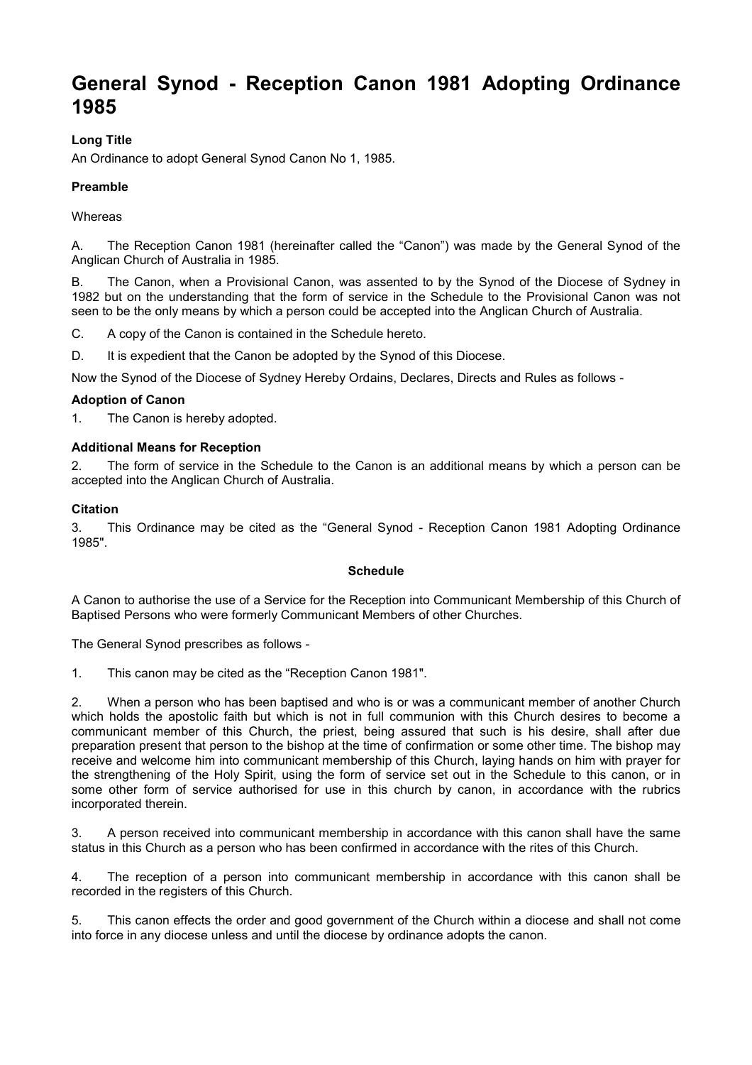# General Synod - Reception Canon 1981 Adopting Ordinance 1985

### Long Title

An Ordinance to adopt General Synod Canon No 1, 1985.

### Preamble

Whereas

A. The Reception Canon 1981 (hereinafter called the "Canon") was made by the General Synod of the Anglican Church of Australia in 1985.

B. The Canon, when a Provisional Canon, was assented to by the Synod of the Diocese of Sydney in 1982 but on the understanding that the form of service in the Schedule to the Provisional Canon was not seen to be the only means by which a person could be accepted into the Anglican Church of Australia.

C. A copy of the Canon is contained in the Schedule hereto.

D. It is expedient that the Canon be adopted by the Synod of this Diocese.

Now the Synod of the Diocese of Sydney Hereby Ordains, Declares, Directs and Rules as follows -

### Adoption of Canon

1. The Canon is hereby adopted.

### Additional Means for Reception

2. The form of service in the Schedule to the Canon is an additional means by which a person can be accepted into the Anglican Church of Australia.

### Citation

3. This Ordinance may be cited as the "General Synod - Reception Canon 1981 Adopting Ordinance 1985".

### Schedule

A Canon to authorise the use of a Service for the Reception into Communicant Membership of this Church of Baptised Persons who were formerly Communicant Members of other Churches.

The General Synod prescribes as follows -

1. This canon may be cited as the "Reception Canon 1981".

2. When a person who has been baptised and who is or was a communicant member of another Church which holds the apostolic faith but which is not in full communion with this Church desires to become a communicant member of this Church, the priest, being assured that such is his desire, shall after due preparation present that person to the bishop at the time of confirmation or some other time. The bishop may receive and welcome him into communicant membership of this Church, laying hands on him with prayer for the strengthening of the Holy Spirit, using the form of service set out in the Schedule to this canon, or in some other form of service authorised for use in this church by canon, in accordance with the rubrics incorporated therein.

3. A person received into communicant membership in accordance with this canon shall have the same status in this Church as a person who has been confirmed in accordance with the rites of this Church.

4. The reception of a person into communicant membership in accordance with this canon shall be recorded in the registers of this Church.

5. This canon effects the order and good government of the Church within a diocese and shall not come into force in any diocese unless and until the diocese by ordinance adopts the canon.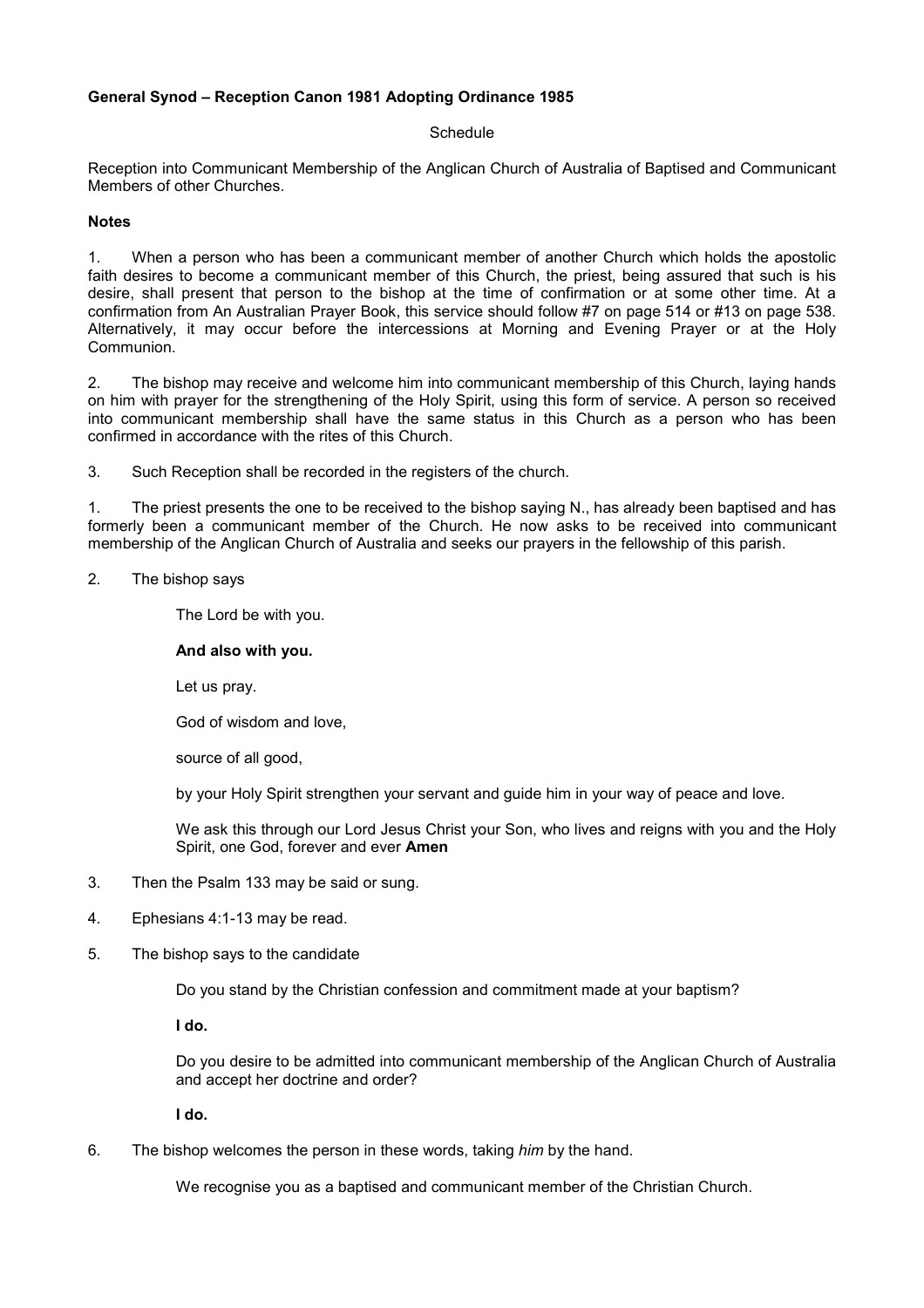**General Synod – Reception Canon 1981 Adopting Ordinance 1985**

Schedule

Reception into Communicant Membership of the Anglican Church of Australia of Baptised and Communicant Members of other Churches.

**Notes**

1. When a person who has been a communicant member of another Church which holds the apostolic faith desires to become a communicant member of this Church, the priest, being assured that such is his desire, shall present that person to the bishop at the time of confirmation or at some other time. At a confirmation from An Australian Prayer Book, this service should follow #7 on page 514 or #13 on page 538. Alternatively, it may occur before the intercessions at Morning and Evening Prayer or at the Holy Communion.

2. The bishop may receive and welcome him into communicant membership of this Church, laying hands on him with prayer for the strengthening of the Holy Spirit, using this form of service. A person so received into communicant membership shall have the same status in this Church as a person who has been confirmed in accordance with the rites of this Church.

3. Such Reception shall be recorded in the registers of the church.

1. The priest presents the one to be received to the bishop saying N., has already been baptised and has formerly been a communicant member of the Church. He now asks to be received into communicant membership of the Anglican Church of Australia and seeks our prayers in the fellowship of this parish.

2. The bishop says

   The Lord be with you.

   **And also with you.**

   Let us pray.

   God of wisdom and love,

   source of all good,

   by your Holy Spirit strengthen your servant and guide him in your way of peace and love.

   We ask this through our Lord Jesus Christ your Son, who lives and reigns with you and the Holy Spirit, one God, forever and ever **Amen**

3. Then the Psalm 133 may be said or sung.

4. Ephesians 4:1-13 may be read.

5. The bishop says to the candidate

   Do you stand by the Christian confession and commitment made at your baptism?

   **I do.**

   Do you desire to be admitted into communicant membership of the Anglican Church of Australia and accept her doctrine and order?

   **I do.**

6. The bishop welcomes the person in these words, taking *him* by the hand.

   We recognise you as a baptised and communicant member of the Christian Church.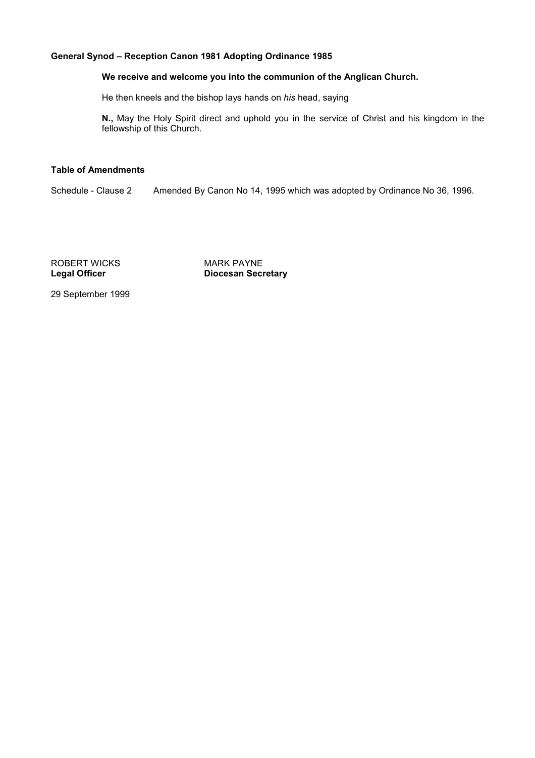**We receive and welcome you into the communion of the Anglican Church.**

He then kneels and the bishop lays hands on *his* head, saying

**N.,** May the Holy Spirit direct and uphold you in the service of Christ and his kingdom in the fellowship of this Church.

**Table of Amendments**

| | |
|---|---|
| Schedule - Clause 2 | Amended By Canon No 14, 1995 which was adopted by Ordinance No 36, 1996. |

ROBERT WICKS
**Legal Officer**

MARK PAYNE
**Diocesan Secretary**

29 September 1999